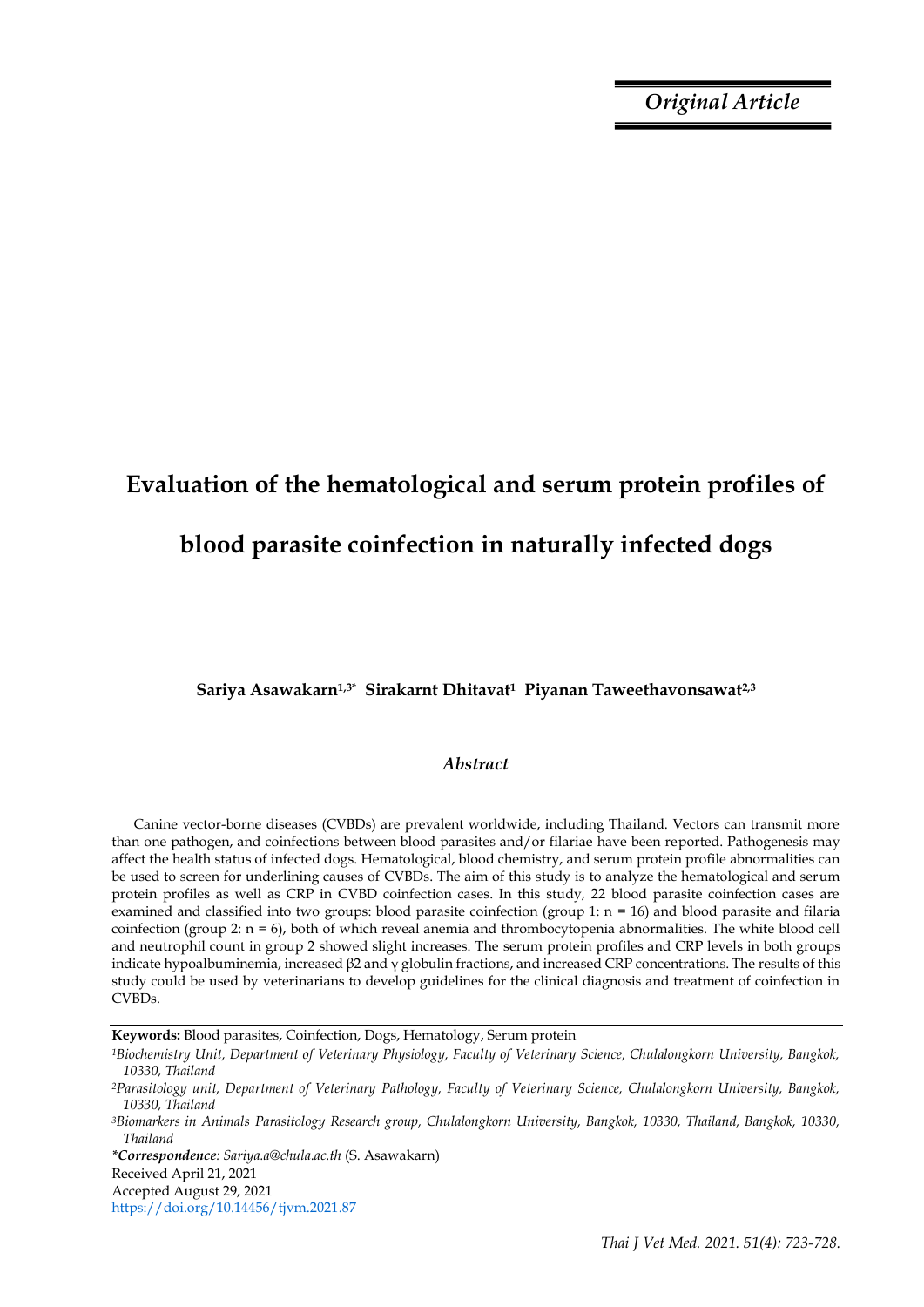*Original Article*

# Evaluation of the hematological and serum protein profiles of blood parasite coinfection in naturally infected dogs

**Sariya Asawakarn[1,3*] Sirakarnt Dhitavat[1] Piyanan Taweethavonsawat[2,3]**

## *Abstract*

Canine vector-borne diseases (CVBDs) are prevalent worldwide, including Thailand. Vectors can transmit more than one pathogen, and coinfections between blood parasites and/or filariae have been reported. Pathogenesis may affect the health status of infected dogs. Hematological, blood chemistry, and serum protein profile abnormalities can be used to screen for underlining causes of CVBDs. The aim of this study is to analyze the hematological and serum protein profiles as well as CRP in CVBD coinfection cases. In this study, 22 blood parasite coinfection cases are examined and classified into two groups: blood parasite coinfection (group 1: n = 16) and blood parasite and filaria coinfection (group 2: n = 6), both of which reveal anemia and thrombocytopenia abnormalities. The white blood cell and neutrophil count in group 2 showed slight increases. The serum protein profiles and CRP levels in both groups indicate hypoalbuminemia, increased β2 and γ globulin fractions, and increased CRP concentrations. The results of this study could be used by veterinarians to develop guidelines for the clinical diagnosis and treatment of coinfection in CVBDs.

**Keywords:** Blood parasites, Coinfection, Dogs, Hematology, Serum protein

[1]*Biochemistry Unit, Department of Veterinary Physiology, Faculty of Veterinary Science, Chulalongkorn University, Bangkok, 10330, Thailand*

[2]*Parasitology unit, Department of Veterinary Pathology, Faculty of Veterinary Science, Chulalongkorn University, Bangkok, 10330, Thailand*

[3]*Biomarkers in Animals Parasitology Research group, Chulalongkorn University, Bangkok, 10330, Thailand, Bangkok, 10330, Thailand*

***Correspondence**: Sariya.a@chula.ac.th* (S. Asawakarn)

Received April 21, 2021

Accepted August 29, 2021

https://doi.org/10.14456/tjvm.2021.87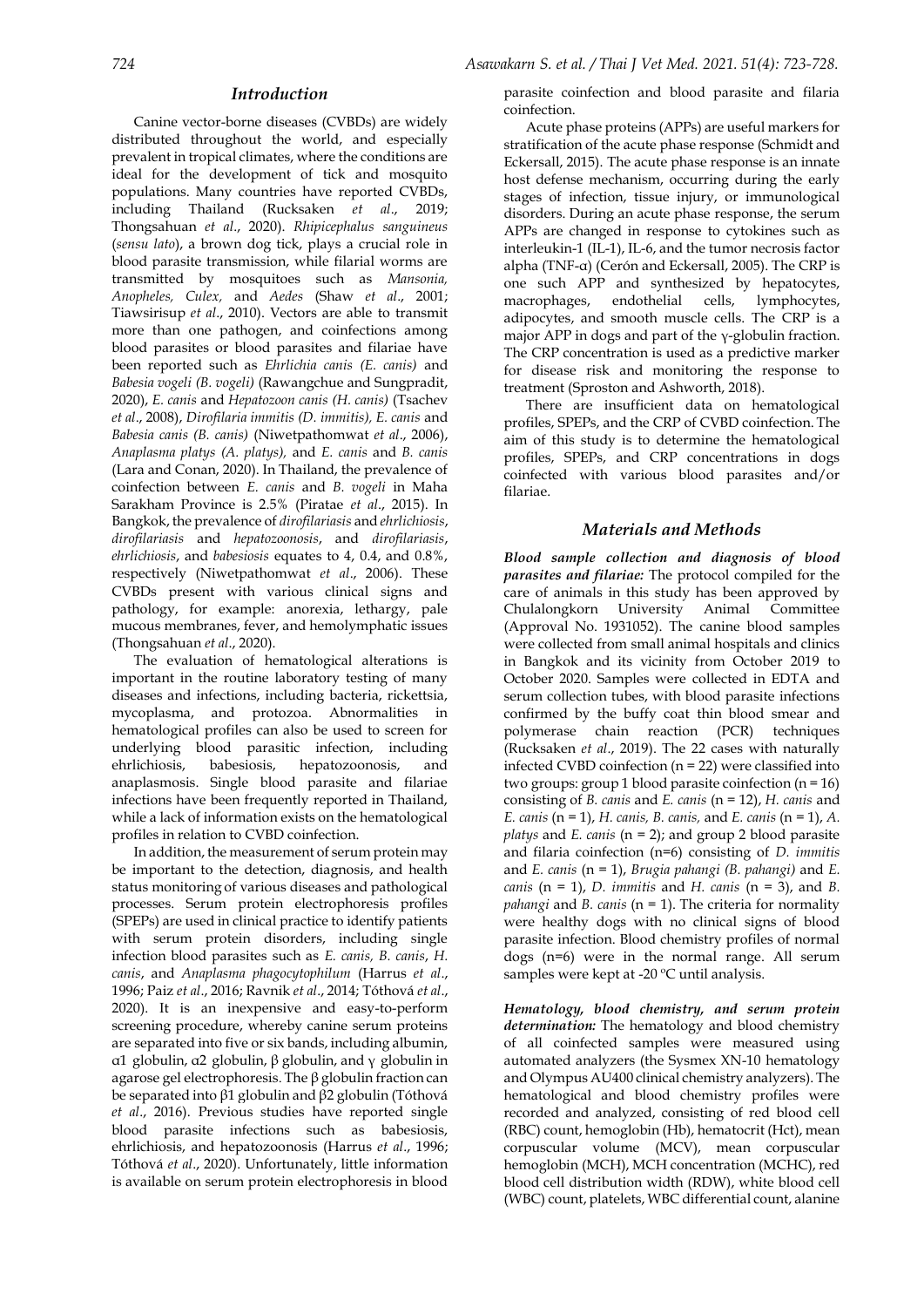## Introduction

Canine vector-borne diseases (CVBDs) are widely distributed throughout the world, and especially prevalent in tropical climates, where the conditions are ideal for the development of tick and mosquito populations. Many countries have reported CVBDs, including Thailand (Rucksaken *et al*., 2019; Thongsahuan *et al*., 2020). *Rhipicephalus sanguineus* (*sensu lato*), a brown dog tick, plays a crucial role in blood parasite transmission, while filarial worms are transmitted by mosquitoes such as *Mansonia, Anopheles, Culex,* and *Aedes* (Shaw *et al*., 2001; Tiawsirisup *et al*., 2010). Vectors are able to transmit more than one pathogen, and coinfections among blood parasites or blood parasites and filariae have been reported such as *Ehrlichia canis (E. canis)* and *Babesia vogeli (B. vogeli)* (Rawangchue and Sungpradit, 2020), *E. canis* and *Hepatozoon canis (H. canis)* (Tsachev *et al*., 2008), *Dirofilaria immitis (D. immitis), E. canis* and *Babesia canis (B. canis)* (Niwetpathomwat *et al*., 2006), *Anaplasma platys (A. platys),* and *E. canis* and *B. canis* (Lara and Conan, 2020). In Thailand, the prevalence of coinfection between *E. canis* and *B. vogeli* in Maha Sarakham Province is 2.5% (Piratae *et al*., 2015). In Bangkok, the prevalence of *dirofilariasis* and *ehrlichiosis*, *dirofilariasis* and *hepatozoonosis*, and *dirofilariasis*, *ehrlichiosis*, and *babesiosis* equates to 4, 0.4, and 0.8%, respectively (Niwetpathomwat *et al*., 2006). These CVBDs present with various clinical signs and pathology, for example: anorexia, lethargy, pale mucous membranes, fever, and hemolymphatic issues (Thongsahuan *et al*., 2020).

The evaluation of hematological alterations is important in the routine laboratory testing of many diseases and infections, including bacteria, rickettsia, mycoplasma, and protozoa. Abnormalities in hematological profiles can also be used to screen for underlying blood parasitic infection, including ehrlichiosis, babesiosis, hepatozoonosis, and anaplasmosis. Single blood parasite and filariae infections have been frequently reported in Thailand, while a lack of information exists on the hematological profiles in relation to CVBD coinfection.

In addition, the measurement of serum protein may be important to the detection, diagnosis, and health status monitoring of various diseases and pathological processes. Serum protein electrophoresis profiles (SPEPs) are used in clinical practice to identify patients with serum protein disorders, including single infection blood parasites such as *E. canis, B. canis*, *H. canis*, and *Anaplasma phagocytophilum* (Harrus *et al*., 1996; Paiz *et al*., 2016; Ravnik *et al*., 2014; Tóthová *et al*., 2020). It is an inexpensive and easy-to-perform screening procedure, whereby canine serum proteins are separated into five or six bands, including albumin, α1 globulin, α2 globulin, β globulin, and γ globulin in agarose gel electrophoresis. The β globulin fraction can be separated into β1 globulin and β2 globulin (Tóthová *et al*., 2016). Previous studies have reported single blood parasite infections such as babesiosis, ehrlichiosis, and hepatozoonosis (Harrus *et al*., 1996; Tóthová *et al*., 2020). Unfortunately, little information is available on serum protein electrophoresis in blood parasite coinfection and blood parasite and filaria coinfection.

Acute phase proteins (APPs) are useful markers for stratification of the acute phase response (Schmidt and Eckersall, 2015). The acute phase response is an innate host defense mechanism, occurring during the early stages of infection, tissue injury, or immunological disorders. During an acute phase response, the serum APPs are changed in response to cytokines such as interleukin-1 (IL-1), IL-6, and the tumor necrosis factor alpha (TNF-α) (Cerón and Eckersall, 2005). The CRP is one such APP and synthesized by hepatocytes, macrophages, endothelial cells, lymphocytes, adipocytes, and smooth muscle cells. The CRP is a major APP in dogs and part of the γ-globulin fraction. The CRP concentration is used as a predictive marker for disease risk and monitoring the response to treatment (Sproston and Ashworth, 2018).

There are insufficient data on hematological profiles, SPEPs, and the CRP of CVBD coinfection. The aim of this study is to determine the hematological profiles, SPEPs, and CRP concentrations in dogs coinfected with various blood parasites and/or filariae.

## Materials and Methods

***Blood sample collection and diagnosis of blood parasites and filariae:*** The protocol compiled for the care of animals in this study has been approved by Chulalongkorn University Animal Committee (Approval No. 1931052). The canine blood samples were collected from small animal hospitals and clinics in Bangkok and its vicinity from October 2019 to October 2020. Samples were collected in EDTA and serum collection tubes, with blood parasite infections confirmed by the buffy coat thin blood smear and polymerase chain reaction (PCR) techniques (Rucksaken *et al*., 2019). The 22 cases with naturally infected CVBD coinfection (n = 22) were classified into two groups: group 1 blood parasite coinfection (n = 16) consisting of *B. canis* and *E. canis* (n = 12), *H. canis* and *E. canis* (n = 1), *H. canis, B. canis,* and *E. canis* (n = 1), *A. platys* and *E. canis* (n = 2); and group 2 blood parasite and filaria coinfection (n=6) consisting of *D. immitis* and *E. canis* (n = 1), *Brugia pahangi (B. pahangi)* and *E. canis* (n = 1), *D. immitis* and *H. canis* (n = 3), and *B. pahangi* and *B. canis* (n = 1). The criteria for normality were healthy dogs with no clinical signs of blood parasite infection. Blood chemistry profiles of normal dogs (n=6) were in the normal range. All serum samples were kept at -20 ºC until analysis.

***Hematology, blood chemistry, and serum protein determination:*** The hematology and blood chemistry of all coinfected samples were measured using automated analyzers (the Sysmex XN-10 hematology and Olympus AU400 clinical chemistry analyzers). The hematological and blood chemistry profiles were recorded and analyzed, consisting of red blood cell (RBC) count, hemoglobin (Hb), hematocrit (Hct), mean corpuscular volume (MCV), mean corpuscular hemoglobin (MCH), MCH concentration (MCHC), red blood cell distribution width (RDW), white blood cell (WBC) count, platelets, WBC differential count, alanine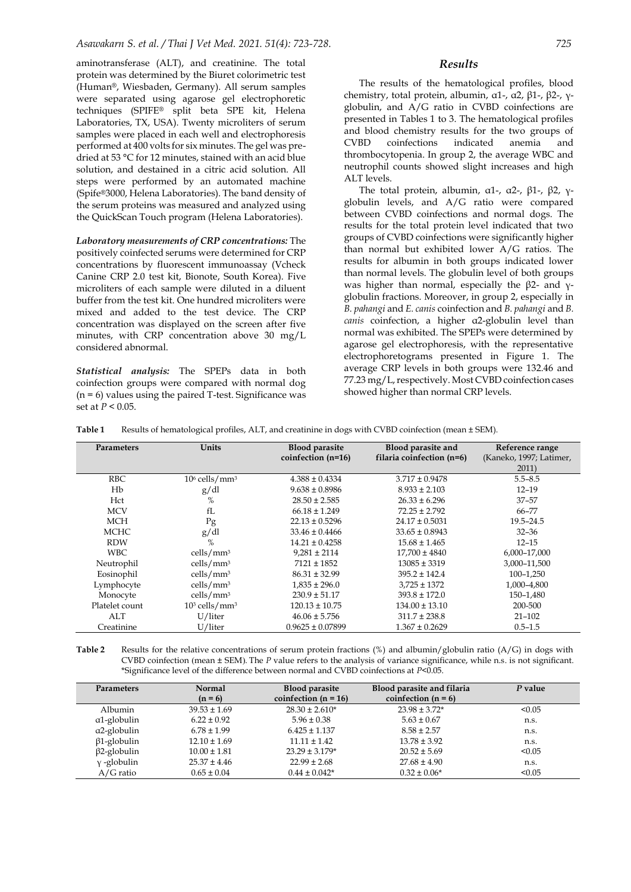aminotransferase (ALT), and creatinine. The total protein was determined by the Biuret colorimetric test (Human®, Wiesbaden, Germany). All serum samples were separated using agarose gel electrophoretic techniques (SPIFE® split beta SPE kit, Helena Laboratories, TX, USA). Twenty microliters of serum samples were placed in each well and electrophoresis performed at 400 volts for six minutes. The gel was pre-dried at 53 °C for 12 minutes, stained with an acid blue solution, and destained in a citric acid solution. All steps were performed by an automated machine (Spife®3000, Helena Laboratories). The band density of the serum proteins was measured and analyzed using the QuickScan Touch program (Helena Laboratories).

***Laboratory measurements of CRP concentrations:*** The positively coinfected serums were determined for CRP concentrations by fluorescent immunoassay (Vcheck Canine CRP 2.0 test kit, Bionote, South Korea). Five microliters of each sample were diluted in a diluent buffer from the test kit. One hundred microliters were mixed and added to the test device. The CRP concentration was displayed on the screen after five minutes, with CRP concentration above 30 mg/L considered abnormal.

***Statistical analysis:*** The SPEPs data in both coinfection groups were compared with normal dog (n = 6) values using the paired T-test. Significance was set at $P < 0.05$.

## Results

The results of the hematological profiles, blood chemistry, total protein, albumin, α1-, α2, β1-, β2-, γ-globulin, and A/G ratio in CVBD coinfections are presented in Tables 1 to 3. The hematological profiles and blood chemistry results for the two groups of CVBD coinfections indicated anemia and thrombocytopenia. In group 2, the average WBC and neutrophil counts showed slight increases and high ALT levels.

The total protein, albumin, α1-, α2-, β1-, β2, γ-globulin levels, and A/G ratio were compared between CVBD coinfections and normal dogs. The results for the total protein level indicated that two groups of CVBD coinfections were significantly higher than normal but exhibited lower A/G ratios. The results for albumin in both groups indicated lower than normal levels. The globulin level of both groups was higher than normal, especially the β2- and γ-globulin fractions. Moreover, in group 2, especially in *B. pahangi* and *E. canis* coinfection and *B. pahangi* and *B. canis* coinfection, a higher α2-globulin level than normal was exhibited. The SPEPs were determined by agarose gel electrophoresis, with the representative electrophoretograms presented in Figure 1. The average CRP levels in both groups were 132.46 and 77.23 mg/L, respectively. Most CVBD coinfection cases showed higher than normal CRP levels.

**Table 1** Results of hematological profiles, ALT, and creatinine in dogs with CVBD coinfection (mean ± SEM).

| Parameters | Units | Blood parasite coinfection (n=16) | Blood parasite and filaria coinfection (n=6) | Reference range (Kaneko, 1997; Latimer, 2011) |
|---|---|---|---|---|
| RBC | $10^6$ cells/mm$^3$ | 4.388 ± 0.4334 | 3.717 ± 0.9478 | 5.5–8.5 |
| Hb | g/dl | 9.638 ± 0.8986 | 8.933 ± 2.103 | 12–19 |
| Hct | % | 28.50 ± 2.585 | 26.33 ± 6.296 | 37–57 |
| MCV | fL | 66.18 ± 1.249 | 72.25 ± 2.792 | 66–77 |
| MCH | Pg | 22.13 ± 0.5296 | 24.17 ± 0.5031 | 19.5–24.5 |
| MCHC | g/dl | 33.46 ± 0.4466 | 33.65 ± 0.8943 | 32–36 |
| RDW | % | 14.21 ± 0.4258 | 15.68 ± 1.465 | 12–15 |
| WBC | cells/mm$^3$ | 9,281 ± 2114 | 17,700 ± 4840 | 6,000–17,000 |
| Neutrophil | cells/mm$^3$ | 7121 ± 1852 | 13085 ± 3319 | 3,000–11,500 |
| Eosinophil | cells/mm$^3$ | 86.31 ± 32.99 | 395.2 ± 142.4 | 100–1,250 |
| Lymphocyte | cells/mm$^3$ | 1,835 ± 296.0 | 3,725 ± 1372 | 1,000–4,800 |
| Monocyte | cells/mm$^3$ | 230.9 ± 51.17 | 393.8 ± 172.0 | 150–1,480 |
| Platelet count | $10^3$ cells/mm$^3$ | 120.13 ± 10.75 | 134.00 ± 13.10 | 200-500 |
| ALT | U/liter | 46.06 ± 5.756 | 311.7 ± 238.8 | 21–102 |
| Creatinine | U/liter | 0.9625 ± 0.07899 | 1.367 ± 0.2629 | 0.5–1.5 |

**Table 2** Results for the relative concentrations of serum protein fractions (%) and albumin/globulin ratio (A/G) in dogs with CVBD coinfection (mean ± SEM). The *P* value refers to the analysis of variance significance, while n.s. is not significant. *Significance level of the difference between normal and CVBD coinfections at $P<0.05$.

| Parameters | Normal (n = 6) | Blood parasite coinfection (n = 16) | Blood parasite and filaria coinfection (n = 6) | *P* value |
|---|---|---|---|---|
| Albumin | 39.53 ± 1.69 | 28.30 ± 2.610* | 23.98 ± 3.72* | <0.05 |
| α1-globulin | 6.22 ± 0.92 | 5.96 ± 0.38 | 5.63 ± 0.67 | n.s. |
| α2-globulin | 6.78 ± 1.99 | 6.425 ± 1.137 | 8.58 ± 2.57 | n.s. |
| β1-globulin | 12.10 ± 1.69 | 11.11 ± 1.42 | 13.78 ± 3.92 | n.s. |
| β2-globulin | 10.00 ± 1.81 | 23.29 ± 3.179* | 20.52 ± 5.69 | <0.05 |
| γ -globulin | 25.37 ± 4.46 | 22.99 ± 2.68 | 27.68 ± 4.90 | n.s. |
| A/G ratio | 0.65 ± 0.04 | 0.44 ± 0.042* | 0.32 ± 0.06* | <0.05 |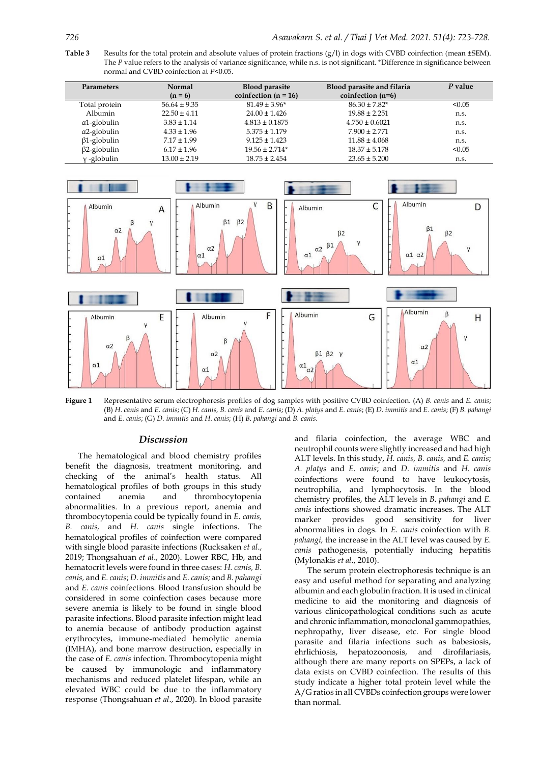**Table 3** Results for the total protein and absolute values of protein fractions (g/l) in dogs with CVBD coinfection (mean ±SEM). The *P* value refers to the analysis of variance significance, while n.s. is not significant. *Difference in significance between normal and CVBD coinfection at *P*<0.05.

| Parameters | Normal (n = 6) | Blood parasite coinfection (n = 16) | Blood parasite and filaria coinfection (n=6) | *P* value |
|---|---|---|---|---|
| Total protein | 56.64 ± 9.35 | 81.49 ± 3.96* | 86.30 ± 7.82* | <0.05 |
| Albumin | 22.50 ± 4.11 | 24.00 ± 1.426 | 19.88 ± 2.251 | n.s. |
| α1-globulin | 3.83 ± 1.14 | 4.813 ± 0.1875 | 4.750 ± 0.6021 | n.s. |
| α2-globulin | 4.33 ± 1.96 | 5.375 ± 1.179 | 7.900 ± 2.771 | n.s. |
| β1-globulin | 7.17 ± 1.99 | 9.125 ± 1.423 | 11.88 ± 4.068 | n.s. |
| β2-globulin | 6.17 ± 1.96 | 19.56 ± 2.714* | 18.37 ± 5.178 | <0.05 |
| γ -globulin | 13.00 ± 2.19 | 18.75 ± 2.454 | 23.65 ± 5.200 | n.s. |

**Figure 1** Representative serum electrophoresis profiles of dog samples with positive CVBD coinfection. (A) *B. canis* and *E. canis*; (B) *H. canis* and *E. canis*; (C) *H. canis, B. canis* and *E. canis*; (D) *A. platys* and *E. canis*; (E) *D. immitis* and *E. canis*; (F) *B. pahangi* and *E. canis*; (G) *D. immitis* and *H. canis*; (H) *B. pahangi* and *B. canis*.

## Discussion

The hematological and blood chemistry profiles benefit the diagnosis, treatment monitoring, and checking of the animal's health status. All hematological profiles of both groups in this study contained anemia and thrombocytopenia abnormalities. In a previous report, anemia and thrombocytopenia could be typically found in *E. canis, B. canis,* and *H. canis* single infections. The hematological profiles of coinfection were compared with single blood parasite infections (Rucksaken *et al*., 2019; Thongsahuan *et al*., 2020). Lower RBC, Hb, and hematocrit levels were found in three cases: *H. canis, B. canis,* and *E. canis*; *D. immitis* and *E. canis;* and *B. pahangi* and *E. canis* coinfections. Blood transfusion should be considered in some coinfection cases because more severe anemia is likely to be found in single blood parasite infections. Blood parasite infection might lead to anemia because of antibody production against erythrocytes, immune-mediated hemolytic anemia (IMHA), and bone marrow destruction, especially in the case of *E. canis* infection. Thrombocytopenia might be caused by immunologic and inflammatory mechanisms and reduced platelet lifespan, while an elevated WBC could be due to the inflammatory response (Thongsahuan *et al*., 2020). In blood parasite and filaria coinfection, the average WBC and neutrophil counts were slightly increased and had high ALT levels. In this study, *H. canis, B. canis,* and *E. canis*; *A. platys* and *E. canis*; and *D. immitis* and *H. canis* coinfections were found to have leukocytosis, neutrophilia, and lymphocytosis. In the blood chemistry profiles, the ALT levels in *B. pahangi* and *E. canis* infections showed dramatic increases. The ALT marker provides good sensitivity for liver abnormalities in dogs. In *E. canis* coinfection with *B. pahangi,* the increase in the ALT level was caused by *E. canis* pathogenesis, potentially inducing hepatitis (Mylonakis *et al*., 2010).

The serum protein electrophoresis technique is an easy and useful method for separating and analyzing albumin and each globulin fraction. It is used in clinical medicine to aid the monitoring and diagnosis of various clinicopathological conditions such as acute and chronic inflammation, monoclonal gammopathies, nephropathy, liver disease, etc. For single blood parasite and filaria infections such as babesiosis, ehrlichiosis, hepatozoonosis, and dirofilariasis, although there are many reports on SPEPs, a lack of data exists on CVBD coinfection. The results of this study indicate a higher total protein level while the A/G ratios in all CVBDs coinfection groups were lower than normal.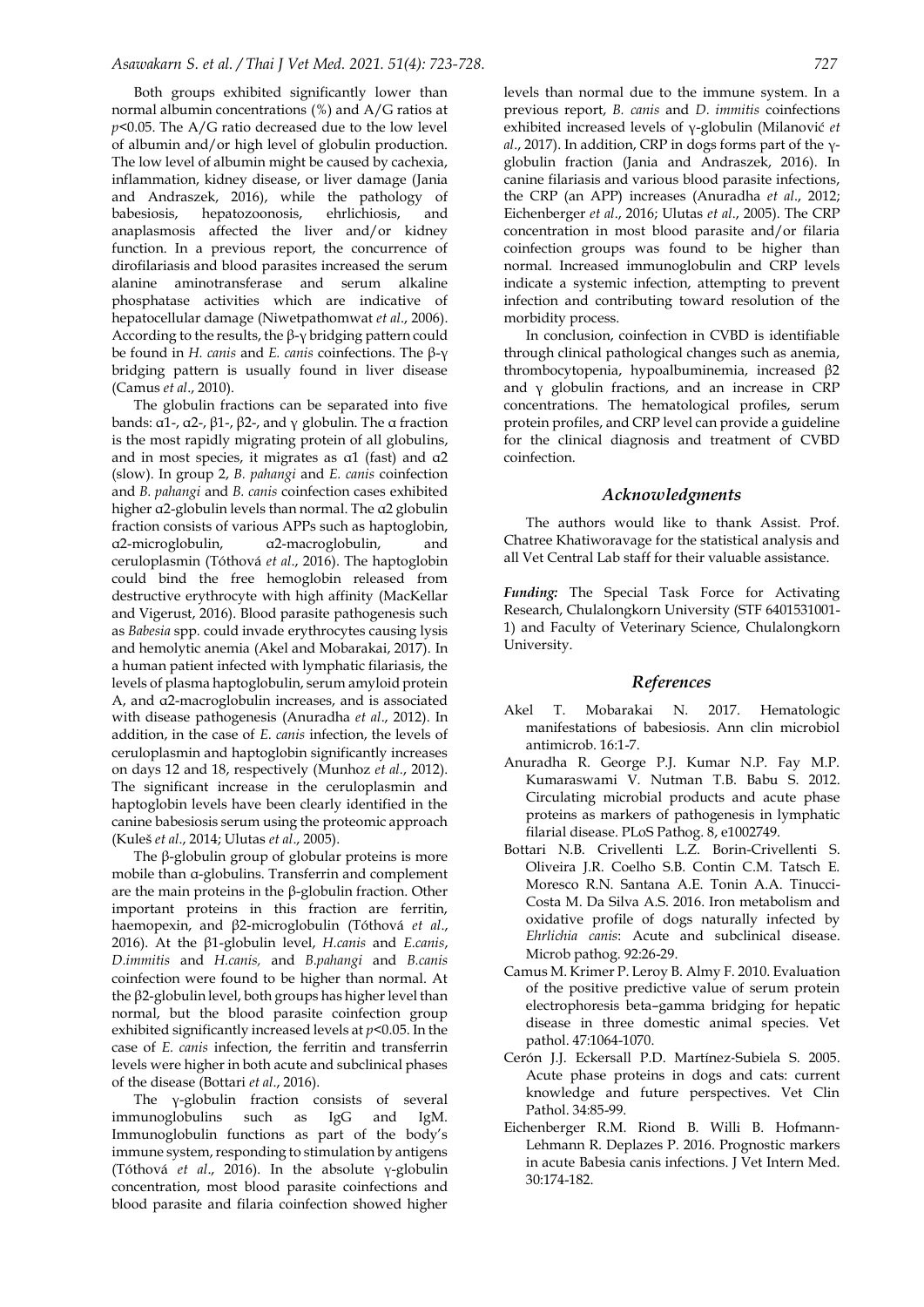Both groups exhibited significantly lower than normal albumin concentrations (%) and A/G ratios at $p<0.05$. The A/G ratio decreased due to the low level of albumin and/or high level of globulin production. The low level of albumin might be caused by cachexia, inflammation, kidney disease, or liver damage (Jania and Andraszek, 2016), while the pathology of babesiosis, hepatozoonosis, ehrlichiosis, and anaplasmosis affected the liver and/or kidney function. In a previous report, the concurrence of dirofilariasis and blood parasites increased the serum alanine aminotransferase and serum alkaline phosphatase activities which are indicative of hepatocellular damage (Niwetpathomwat *et al*., 2006). According to the results, the β-γ bridging pattern could be found in *H. canis* and *E. canis* coinfections. The β-γ bridging pattern is usually found in liver disease (Camus *et al*., 2010).

The globulin fractions can be separated into five bands: α1-, α2-, β1-, β2-, and γ globulin. The α fraction is the most rapidly migrating protein of all globulins, and in most species, it migrates as α1 (fast) and α2 (slow). In group 2, *B. pahangi* and *E. canis* coinfection and *B. pahangi* and *B. canis* coinfection cases exhibited higher α2-globulin levels than normal. The α2 globulin fraction consists of various APPs such as haptoglobin, α2-microglobulin, α2-macroglobulin, and ceruloplasmin (Tóthová *et al*., 2016). The haptoglobin could bind the free hemoglobin released from destructive erythrocyte with high affinity (MacKellar and Vigerust, 2016). Blood parasite pathogenesis such as *Babesia* spp. could invade erythrocytes causing lysis and hemolytic anemia (Akel and Mobarakai, 2017). In a human patient infected with lymphatic filariasis, the levels of plasma haptoglobulin, serum amyloid protein A, and α2-macroglobulin increases, and is associated with disease pathogenesis (Anuradha *et al*., 2012). In addition, in the case of *E. canis* infection, the levels of ceruloplasmin and haptoglobin significantly increases on days 12 and 18, respectively (Munhoz *et al*., 2012). The significant increase in the ceruloplasmin and haptoglobin levels have been clearly identified in the canine babesiosis serum using the proteomic approach (Kuleš *et al*., 2014; Ulutas *et al*., 2005).

The β-globulin group of globular proteins is more mobile than α-globulins. Transferrin and complement are the main proteins in the β-globulin fraction. Other important proteins in this fraction are ferritin, haemopexin, and β2-microglobulin (Tóthová *et al*., 2016). At the β1-globulin level, *H.canis* and *E.canis*, *D.immitis* and *H.canis,* and *B.pahangi* and *B.canis* coinfection were found to be higher than normal. At the β2-globulin level, both groups has higher level than normal, but the blood parasite coinfection group exhibited significantly increased levels at $p<0.05$. In the case of *E. canis* infection, the ferritin and transferrin levels were higher in both acute and subclinical phases of the disease (Bottari *et al*., 2016).

The γ-globulin fraction consists of several immunoglobulins such as IgG and IgM. Immunoglobulin functions as part of the body's immune system, responding to stimulation by antigens (Tóthová *et al*., 2016). In the absolute γ-globulin concentration, most blood parasite coinfections and blood parasite and filaria coinfection showed higher levels than normal due to the immune system. In a previous report, *B. canis* and *D. immitis* coinfections exhibited increased levels of γ-globulin (Milanović *et al*., 2017). In addition, CRP in dogs forms part of the γ-globulin fraction (Jania and Andraszek, 2016). In canine filariasis and various blood parasite infections, the CRP (an APP) increases (Anuradha *et al*., 2012; Eichenberger *et al*., 2016; Ulutas *et al*., 2005). The CRP concentration in most blood parasite and/or filaria coinfection groups was found to be higher than normal. Increased immunoglobulin and CRP levels indicate a systemic infection, attempting to prevent infection and contributing toward resolution of the morbidity process.

In conclusion, coinfection in CVBD is identifiable through clinical pathological changes such as anemia, thrombocytopenia, hypoalbuminemia, increased β2 and γ globulin fractions, and an increase in CRP concentrations. The hematological profiles, serum protein profiles, and CRP level can provide a guideline for the clinical diagnosis and treatment of CVBD coinfection.

## *Acknowledgments*

The authors would like to thank Assist. Prof. Chatree Khatiworavage for the statistical analysis and all Vet Central Lab staff for their valuable assistance.

***Funding:*** The Special Task Force for Activating Research, Chulalongkorn University (STF 6401531001-1) and Faculty of Veterinary Science, Chulalongkorn University.

## *References*

Akel T. Mobarakai N. 2017. Hematologic manifestations of babesiosis. Ann clin microbiol antimicrob. 16:1-7.

Anuradha R. George P.J. Kumar N.P. Fay M.P. Kumaraswami V. Nutman T.B. Babu S. 2012. Circulating microbial products and acute phase proteins as markers of pathogenesis in lymphatic filarial disease. PLoS Pathog. 8, e1002749.

Bottari N.B. Crivellenti L.Z. Borin-Crivellenti S. Oliveira J.R. Coelho S.B. Contin C.M. Tatsch E. Moresco R.N. Santana A.E. Tonin A.A. Tinucci-Costa M. Da Silva A.S. 2016. Iron metabolism and oxidative profile of dogs naturally infected by *Ehrlichia canis*: Acute and subclinical disease. Microb pathog. 92:26-29.

Camus M. Krimer P. Leroy B. Almy F. 2010. Evaluation of the positive predictive value of serum protein electrophoresis beta–gamma bridging for hepatic disease in three domestic animal species. Vet pathol. 47:1064-1070.

Cerón J.J. Eckersall P.D. Martínez-Subiela S. 2005. Acute phase proteins in dogs and cats: current knowledge and future perspectives. Vet Clin Pathol. 34:85-99.

Eichenberger R.M. Riond B. Willi B. Hofmann-Lehmann R. Deplazes P. 2016. Prognostic markers in acute Babesia canis infections. J Vet Intern Med. 30:174-182.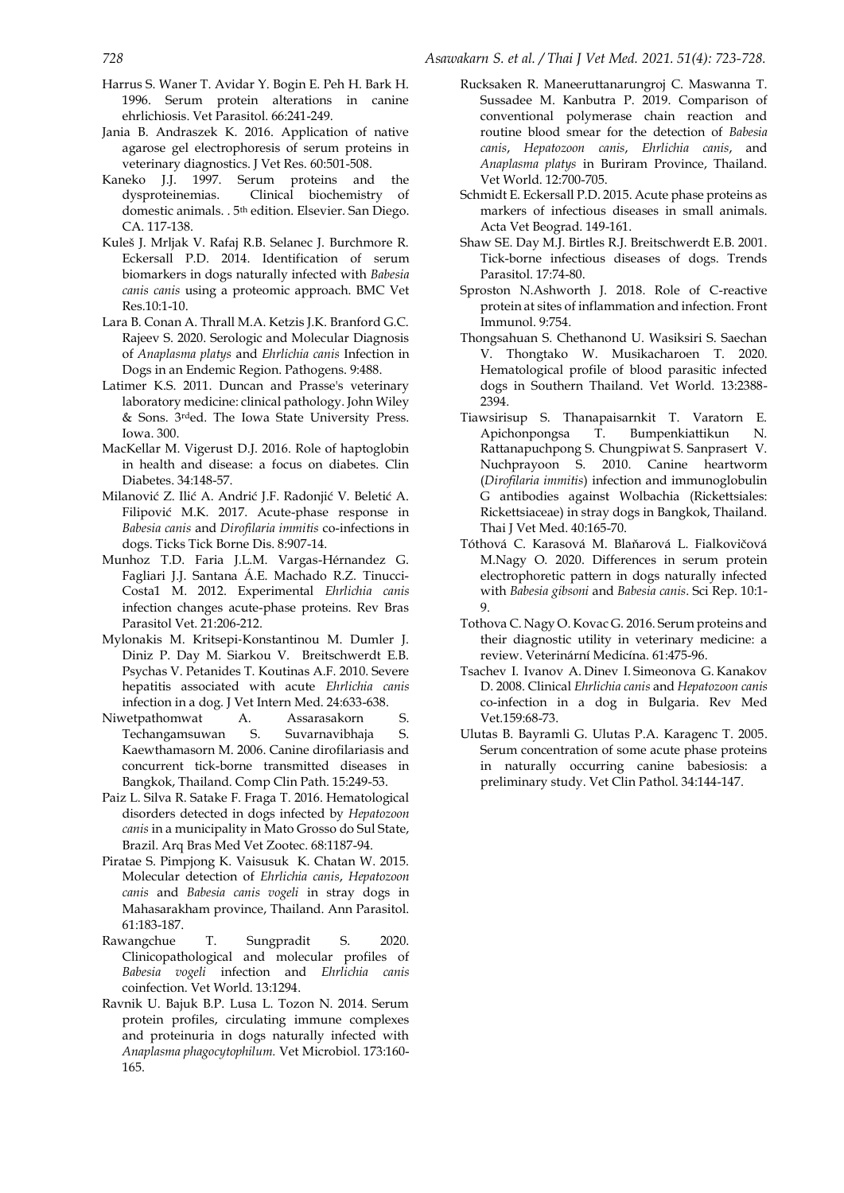Harrus S. Waner T. Avidar Y. Bogin E. Peh H. Bark H. 1996. Serum protein alterations in canine ehrlichiosis. Vet Parasitol. 66:241-249.

Jania B. Andraszek K. 2016. Application of native agarose gel electrophoresis of serum proteins in veterinary diagnostics. J Vet Res. 60:501-508.

Kaneko J.J. 1997. Serum proteins and the dysproteinemias. Clinical biochemistry of domestic animals. . 5th edition. Elsevier. San Diego. CA. 117-138.

Kuleš J. Mrljak V. Rafaj R.B. Selanec J. Burchmore R. Eckersall P.D. 2014. Identification of serum biomarkers in dogs naturally infected with *Babesia canis canis* using a proteomic approach. BMC Vet Res.10:1-10.

Lara B. Conan A. Thrall M.A. Ketzis J.K. Branford G.C. Rajeev S. 2020. Serologic and Molecular Diagnosis of *Anaplasma platys* and *Ehrlichia canis* Infection in Dogs in an Endemic Region. Pathogens. 9:488.

Latimer K.S. 2011. Duncan and Prasse's veterinary laboratory medicine: clinical pathology. John Wiley & Sons. 3rded. The Iowa State University Press. Iowa. 300.

MacKellar M. Vigerust D.J. 2016. Role of haptoglobin in health and disease: a focus on diabetes. Clin Diabetes. 34:148-57.

Milanović Z. Ilić A. Andrić J.F. Radonjić V. Beletić A. Filipović M.K. 2017. Acute-phase response in *Babesia canis* and *Dirofilaria immitis* co-infections in dogs. Ticks Tick Borne Dis. 8:907-14.

Munhoz T.D. Faria J.L.M. Vargas-Hérnandez G. Fagliari J.J. Santana Á.E. Machado R.Z. Tinucci-Costa1 M. 2012. Experimental *Ehrlichia canis* infection changes acute-phase proteins. Rev Bras Parasitol Vet. 21:206-212.

Mylonakis M. Kritsepi-Konstantinou M. Dumler J. Diniz P. Day M. Siarkou V. Breitschwerdt E.B. Psychas V. Petanides T. Koutinas A.F. 2010. Severe hepatitis associated with acute *Ehrlichia canis* infection in a dog. J Vet Intern Med. 24:633-638.

Niwetpathomwat A. Assarasakorn S. Techangamsuwan S. Suvarnavibhaja S. Kaewthamasorn M. 2006. Canine dirofilariasis and concurrent tick-borne transmitted diseases in Bangkok, Thailand. Comp Clin Path. 15:249-53.

Paiz L. Silva R. Satake F. Fraga T. 2016. Hematological disorders detected in dogs infected by *Hepatozoon canis* in a municipality in Mato Grosso do Sul State, Brazil. Arq Bras Med Vet Zootec. 68:1187-94.

Piratae S. Pimpjong K. Vaisusuk K. Chatan W. 2015. Molecular detection of *Ehrlichia canis*, *Hepatozoon canis* and *Babesia canis vogeli* in stray dogs in Mahasarakham province, Thailand. Ann Parasitol. 61:183-187.

Rawangchue T. Sungpradit S. 2020. Clinicopathological and molecular profiles of *Babesia vogeli* infection and *Ehrlichia canis* coinfection. Vet World. 13:1294.

Ravnik U. Bajuk B.P. Lusa L. Tozon N. 2014. Serum protein profiles, circulating immune complexes and proteinuria in dogs naturally infected with *Anaplasma phagocytophilum.* Vet Microbiol. 173:160-165.

Rucksaken R. Maneeruttanarungroj C. Maswanna T. Sussadee M. Kanbutra P. 2019. Comparison of conventional polymerase chain reaction and routine blood smear for the detection of *Babesia canis*, *Hepatozoon canis*, *Ehrlichia canis*, and *Anaplasma platys* in Buriram Province, Thailand. Vet World. 12:700-705.

Schmidt E. Eckersall P.D. 2015. Acute phase proteins as markers of infectious diseases in small animals. Acta Vet Beograd. 149-161.

Shaw SE. Day M.J. Birtles R.J. Breitschwerdt E.B. 2001. Tick-borne infectious diseases of dogs. Trends Parasitol. 17:74-80.

Sproston N.Ashworth J. 2018. Role of C-reactive protein at sites of inflammation and infection. Front Immunol. 9:754.

Thongsahuan S. Chethanond U. Wasiksiri S. Saechan V. Thongtako W. Musikacharoen T. 2020. Hematological profile of blood parasitic infected dogs in Southern Thailand. Vet World. 13:2388-2394.

Tiawsirisup S. Thanapaisarnkit T. Varatorn E. Apichonpongsa T. Bumpenkiattikun N. Rattanapuchpong S. Chungpiwat S. Sanprasert V. Nuchprayoon S. 2010. Canine heartworm (*Dirofilaria immitis*) infection and immunoglobulin G antibodies against Wolbachia (Rickettsiales: Rickettsiaceae) in stray dogs in Bangkok, Thailand. Thai J Vet Med. 40:165-70.

Tóthová C. Karasová M. Blaňarová L. Fialkovičová M.Nagy O. 2020. Differences in serum protein electrophoretic pattern in dogs naturally infected with *Babesia gibsoni* and *Babesia canis*. Sci Rep. 10:1-9.

Tothova C. Nagy O. Kovac G. 2016. Serum proteins and their diagnostic utility in veterinary medicine: a review. Veterinární Medicína. 61:475-96.

Tsachev I. Ivanov A. Dinev I. Simeonova G. Kanakov D. 2008. Clinical *Ehrlichia canis* and *Hepatozoon canis* co-infection in a dog in Bulgaria. Rev Med Vet.159:68-73.

Ulutas B. Bayramli G. Ulutas P.A. Karagenc T. 2005. Serum concentration of some acute phase proteins in naturally occurring canine babesiosis: a preliminary study. Vet Clin Pathol. 34:144-147.